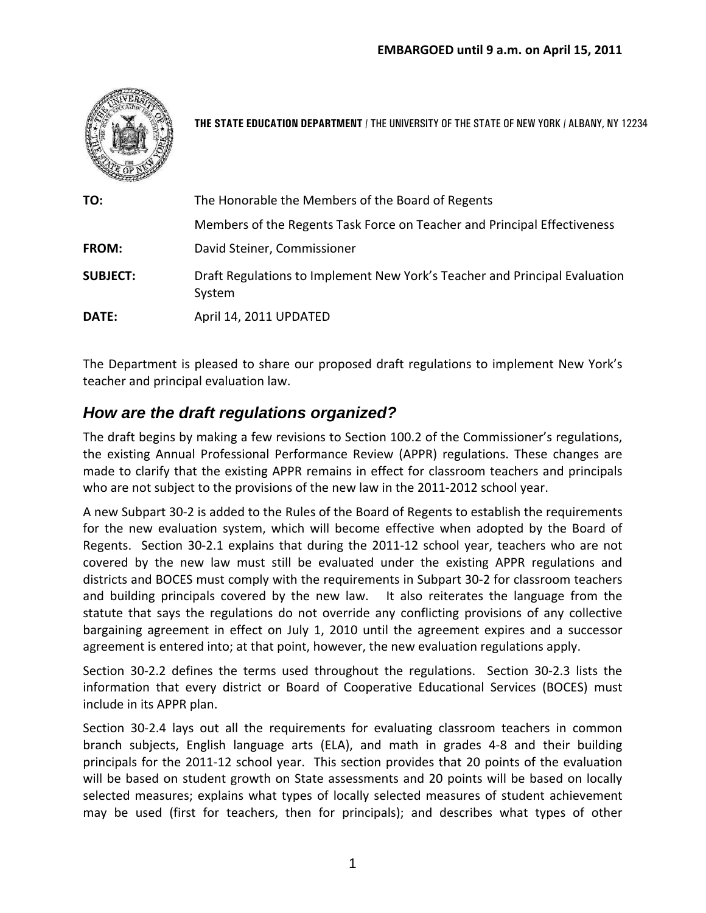**EMBARGOED until 9 a.m. on April 15, 2011**

**THE STATE EDUCATION DEPARTMENT** / THE UNIVERSITY OF THE STATE OF NEW YORK / ALBANY, NY 12234

| | |
|---|---|
| **TO:** | The Honorable the Members of the Board of Regents |
| | Members of the Regents Task Force on Teacher and Principal Effectiveness |
| **FROM:** | David Steiner, Commissioner |
| **SUBJECT:** | Draft Regulations to Implement New York's Teacher and Principal Evaluation System |
| **DATE:** | April 14, 2011 UPDATED |

The Department is pleased to share our proposed draft regulations to implement New York's teacher and principal evaluation law.

## *How are the draft regulations organized?*

The draft begins by making a few revisions to Section 100.2 of the Commissioner's regulations, the existing Annual Professional Performance Review (APPR) regulations. These changes are made to clarify that the existing APPR remains in effect for classroom teachers and principals who are not subject to the provisions of the new law in the 2011-2012 school year.

A new Subpart 30-2 is added to the Rules of the Board of Regents to establish the requirements for the new evaluation system, which will become effective when adopted by the Board of Regents. Section 30-2.1 explains that during the 2011-12 school year, teachers who are not covered by the new law must still be evaluated under the existing APPR regulations and districts and BOCES must comply with the requirements in Subpart 30-2 for classroom teachers and building principals covered by the new law. It also reiterates the language from the statute that says the regulations do not override any conflicting provisions of any collective bargaining agreement in effect on July 1, 2010 until the agreement expires and a successor agreement is entered into; at that point, however, the new evaluation regulations apply.

Section 30-2.2 defines the terms used throughout the regulations. Section 30-2.3 lists the information that every district or Board of Cooperative Educational Services (BOCES) must include in its APPR plan.

Section 30-2.4 lays out all the requirements for evaluating classroom teachers in common branch subjects, English language arts (ELA), and math in grades 4-8 and their building principals for the 2011-12 school year. This section provides that 20 points of the evaluation will be based on student growth on State assessments and 20 points will be based on locally selected measures; explains what types of locally selected measures of student achievement may be used (first for teachers, then for principals); and describes what types of other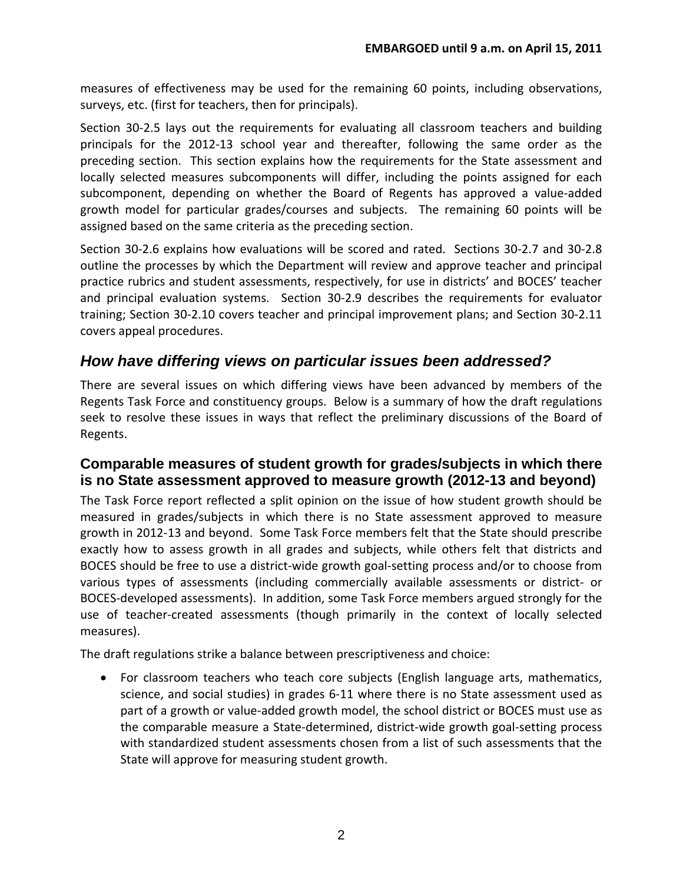measures of effectiveness may be used for the remaining 60 points, including observations, surveys, etc. (first for teachers, then for principals).

Section 30-2.5 lays out the requirements for evaluating all classroom teachers and building principals for the 2012-13 school year and thereafter, following the same order as the preceding section. This section explains how the requirements for the State assessment and locally selected measures subcomponents will differ, including the points assigned for each subcomponent, depending on whether the Board of Regents has approved a value-added growth model for particular grades/courses and subjects. The remaining 60 points will be assigned based on the same criteria as the preceding section.

Section 30-2.6 explains how evaluations will be scored and rated. Sections 30-2.7 and 30-2.8 outline the processes by which the Department will review and approve teacher and principal practice rubrics and student assessments, respectively, for use in districts' and BOCES' teacher and principal evaluation systems. Section 30-2.9 describes the requirements for evaluator training; Section 30-2.10 covers teacher and principal improvement plans; and Section 30-2.11 covers appeal procedures.

## *How have differing views on particular issues been addressed?*

There are several issues on which differing views have been advanced by members of the Regents Task Force and constituency groups. Below is a summary of how the draft regulations seek to resolve these issues in ways that reflect the preliminary discussions of the Board of Regents.

### Comparable measures of student growth for grades/subjects in which there is no State assessment approved to measure growth (2012-13 and beyond)

The Task Force report reflected a split opinion on the issue of how student growth should be measured in grades/subjects in which there is no State assessment approved to measure growth in 2012-13 and beyond. Some Task Force members felt that the State should prescribe exactly how to assess growth in all grades and subjects, while others felt that districts and BOCES should be free to use a district-wide growth goal-setting process and/or to choose from various types of assessments (including commercially available assessments or district- or BOCES-developed assessments). In addition, some Task Force members argued strongly for the use of teacher-created assessments (though primarily in the context of locally selected measures).

The draft regulations strike a balance between prescriptiveness and choice:

- For classroom teachers who teach core subjects (English language arts, mathematics, science, and social studies) in grades 6-11 where there is no State assessment used as part of a growth or value-added growth model, the school district or BOCES must use as the comparable measure a State-determined, district-wide growth goal-setting process with standardized student assessments chosen from a list of such assessments that the State will approve for measuring student growth.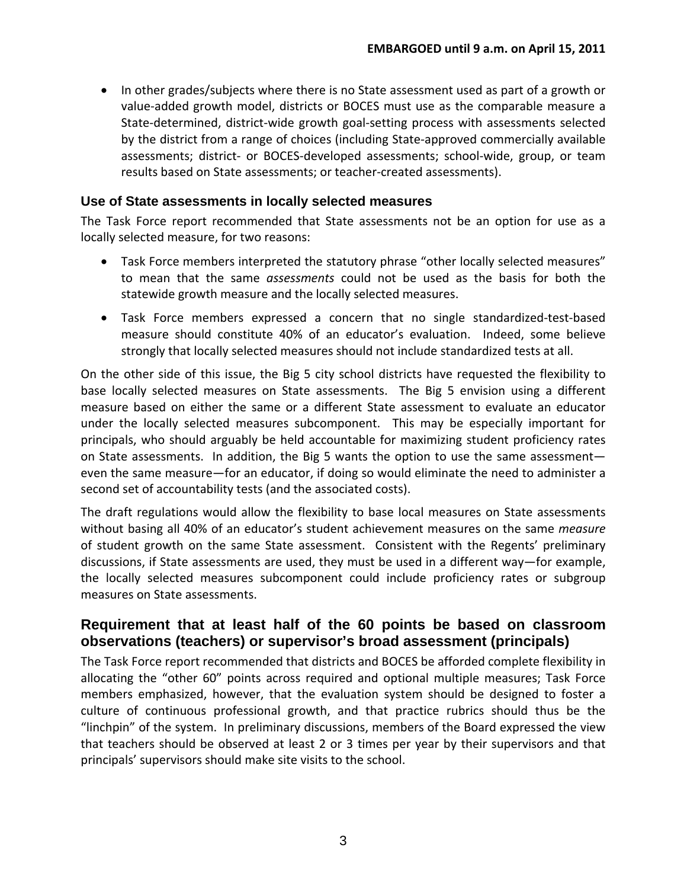- In other grades/subjects where there is no State assessment used as part of a growth or value-added growth model, districts or BOCES must use as the comparable measure a State-determined, district-wide growth goal-setting process with assessments selected by the district from a range of choices (including State-approved commercially available assessments; district- or BOCES-developed assessments; school-wide, group, or team results based on State assessments; or teacher-created assessments).

### Use of State assessments in locally selected measures

The Task Force report recommended that State assessments not be an option for use as a locally selected measure, for two reasons:

- Task Force members interpreted the statutory phrase "other locally selected measures" to mean that the same *assessments* could not be used as the basis for both the statewide growth measure and the locally selected measures.
- Task Force members expressed a concern that no single standardized-test-based measure should constitute 40% of an educator's evaluation. Indeed, some believe strongly that locally selected measures should not include standardized tests at all.

On the other side of this issue, the Big 5 city school districts have requested the flexibility to base locally selected measures on State assessments. The Big 5 envision using a different measure based on either the same or a different State assessment to evaluate an educator under the locally selected measures subcomponent. This may be especially important for principals, who should arguably be held accountable for maximizing student proficiency rates on State assessments. In addition, the Big 5 wants the option to use the same assessment—even the same measure—for an educator, if doing so would eliminate the need to administer a second set of accountability tests (and the associated costs).

The draft regulations would allow the flexibility to base local measures on State assessments without basing all 40% of an educator's student achievement measures on the same *measure* of student growth on the same State assessment. Consistent with the Regents' preliminary discussions, if State assessments are used, they must be used in a different way—for example, the locally selected measures subcomponent could include proficiency rates or subgroup measures on State assessments.

## Requirement that at least half of the 60 points be based on classroom observations (teachers) or supervisor's broad assessment (principals)

The Task Force report recommended that districts and BOCES be afforded complete flexibility in allocating the "other 60" points across required and optional multiple measures; Task Force members emphasized, however, that the evaluation system should be designed to foster a culture of continuous professional growth, and that practice rubrics should thus be the "linchpin" of the system. In preliminary discussions, members of the Board expressed the view that teachers should be observed at least 2 or 3 times per year by their supervisors and that principals' supervisors should make site visits to the school.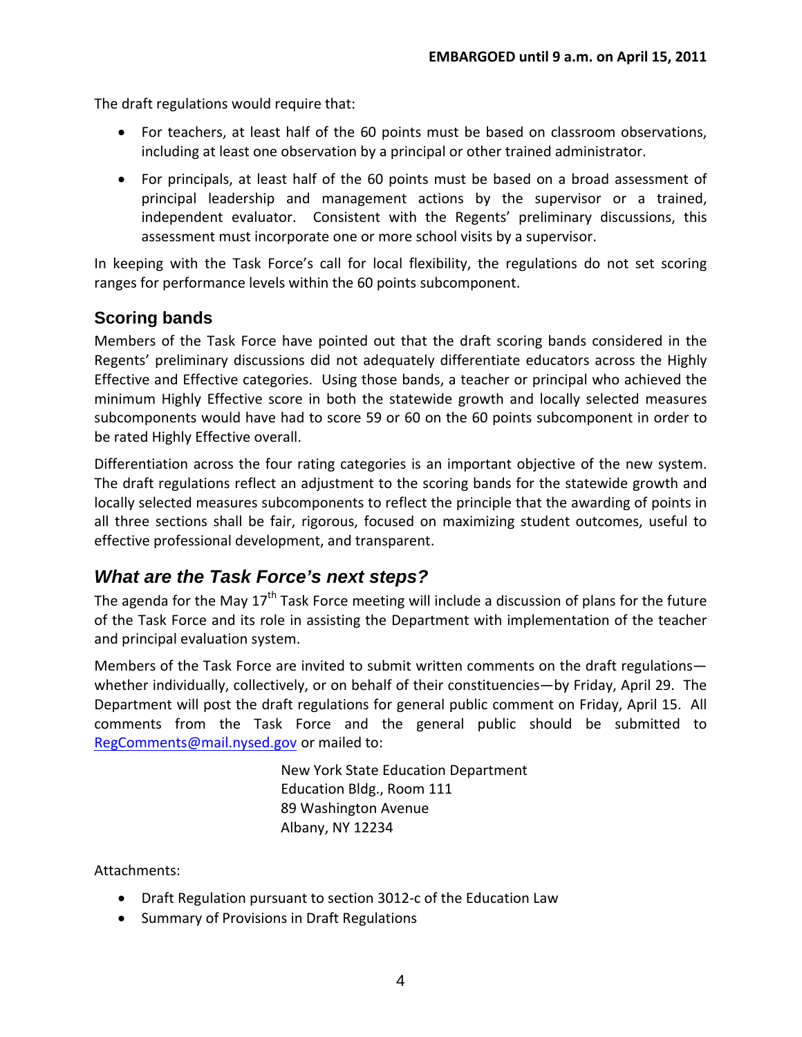**EMBARGOED until 9 a.m. on April 15, 2011**

The draft regulations would require that:

- For teachers, at least half of the 60 points must be based on classroom observations, including at least one observation by a principal or other trained administrator.
- For principals, at least half of the 60 points must be based on a broad assessment of principal leadership and management actions by the supervisor or a trained, independent evaluator. Consistent with the Regents' preliminary discussions, this assessment must incorporate one or more school visits by a supervisor.

In keeping with the Task Force's call for local flexibility, the regulations do not set scoring ranges for performance levels within the 60 points subcomponent.

## Scoring bands

Members of the Task Force have pointed out that the draft scoring bands considered in the Regents' preliminary discussions did not adequately differentiate educators across the Highly Effective and Effective categories. Using those bands, a teacher or principal who achieved the minimum Highly Effective score in both the statewide growth and locally selected measures subcomponents would have had to score 59 or 60 on the 60 points subcomponent in order to be rated Highly Effective overall.

Differentiation across the four rating categories is an important objective of the new system. The draft regulations reflect an adjustment to the scoring bands for the statewide growth and locally selected measures subcomponents to reflect the principle that the awarding of points in all three sections shall be fair, rigorous, focused on maximizing student outcomes, useful to effective professional development, and transparent.

## *What are the Task Force's next steps?*

The agenda for the May 17th Task Force meeting will include a discussion of plans for the future of the Task Force and its role in assisting the Department with implementation of the teacher and principal evaluation system.

Members of the Task Force are invited to submit written comments on the draft regulations—whether individually, collectively, or on behalf of their constituencies—by Friday, April 29. The Department will post the draft regulations for general public comment on Friday, April 15. All comments from the Task Force and the general public should be submitted to RegComments@mail.nysed.gov or mailed to:

New York State Education Department
Education Bldg., Room 111
89 Washington Avenue
Albany, NY 12234

Attachments:

- Draft Regulation pursuant to section 3012-c of the Education Law
- Summary of Provisions in Draft Regulations